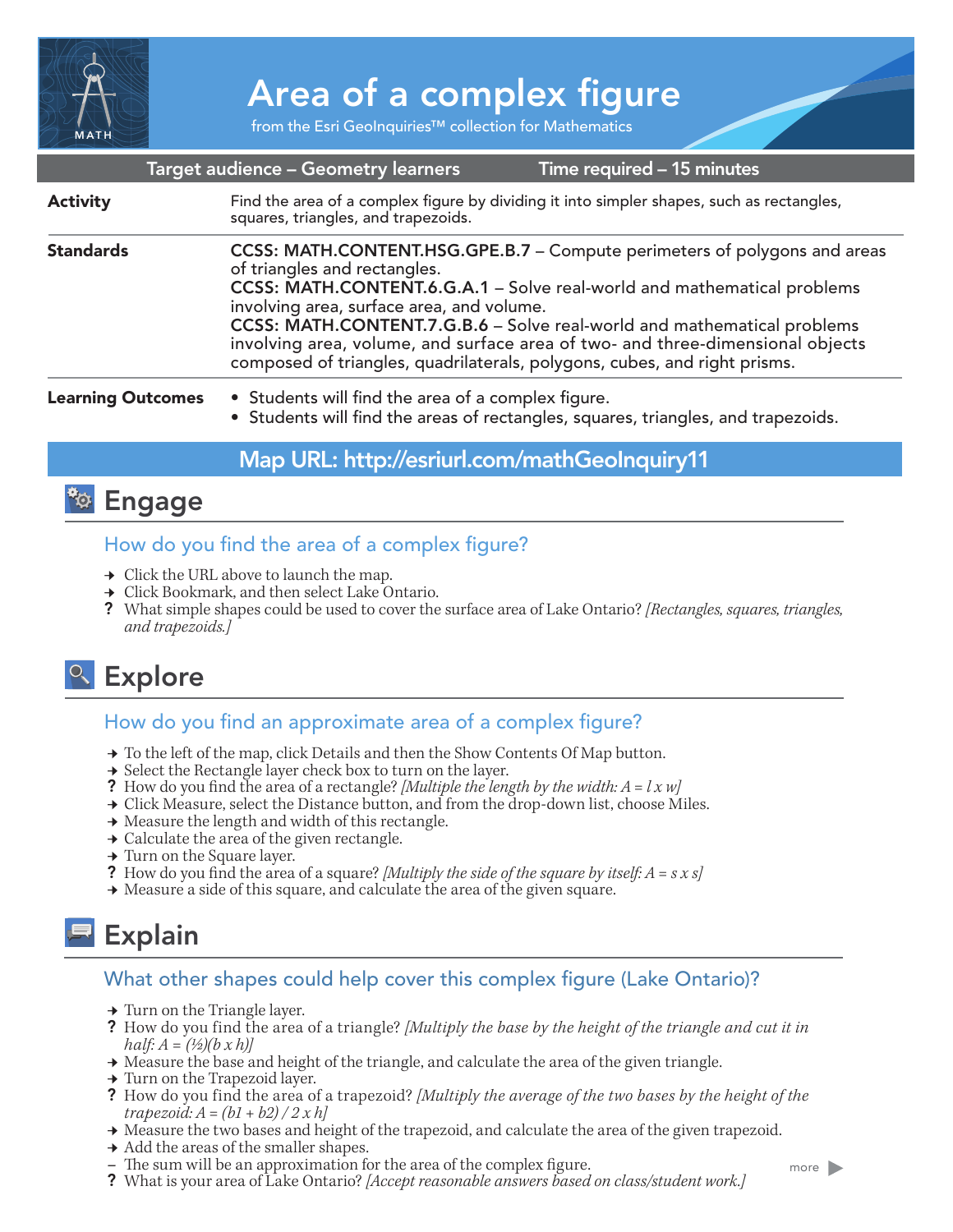# Area of a complex figure

from the Esri GeoInquiries™ collection for Mathematics

| Target audience – Geometry learners | Time required – 15 minutes |
| --- | --- |

**Activity**

Find the area of a complex figure by dividing it into simpler shapes, such as rectangles, squares, triangles, and trapezoids.

**Standards**

**CCSS: MATH.CONTENT.HSG.GPE.B.7** – Compute perimeters of polygons and areas of triangles and rectangles.
**CCSS: MATH.CONTENT.6.G.A.1** – Solve real-world and mathematical problems involving area, surface area, and volume.
**CCSS: MATH.CONTENT.7.G.B.6** – Solve real-world and mathematical problems involving area, volume, and surface area of two- and three-dimensional objects composed of triangles, quadrilaterals, polygons, cubes, and right prisms.

**Learning Outcomes**

- Students will find the area of a complex figure.
- Students will find the areas of rectangles, squares, triangles, and trapezoids.

**Map URL: http://esriurl.com/mathGeoInquiry11**

## Engage

### How do you find the area of a complex figure?

→ Click the URL above to launch the map.
→ Click Bookmark, and then select Lake Ontario.
? What simple shapes could be used to cover the surface area of Lake Ontario? *[Rectangles, squares, triangles, and trapezoids.]*

## Explore

### How do you find an approximate area of a complex figure?

→ To the left of the map, click Details and then the Show Contents Of Map button.
→ Select the Rectangle layer check box to turn on the layer.
? How do you find the area of a rectangle? *[Multiple the length by the width: A = l x w]*
→ Click Measure, select the Distance button, and from the drop-down list, choose Miles.
→ Measure the length and width of this rectangle.
→ Calculate the area of the given rectangle.
→ Turn on the Square layer.
? How do you find the area of a square? *[Multiply the side of the square by itself: A = s x s]*
→ Measure a side of this square, and calculate the area of the given square.

## Explain

### What other shapes could help cover this complex figure (Lake Ontario)?

→ Turn on the Triangle layer.
? How do you find the area of a triangle? *[Multiply the base by the height of the triangle and cut it in half: A = (½)(b x h)]*
→ Measure the base and height of the triangle, and calculate the area of the given triangle.
→ Turn on the Trapezoid layer.
? How do you find the area of a trapezoid? *[Multiply the average of the two bases by the height of the trapezoid: A = (b1 + b2) / 2 x h]*
→ Measure the two bases and height of the trapezoid, and calculate the area of the given trapezoid.
→ Add the areas of the smaller shapes.
– The sum will be an approximation for the area of the complex figure.
? What is your area of Lake Ontario? *[Accept reasonable answers based on class/student work.]*

more ▶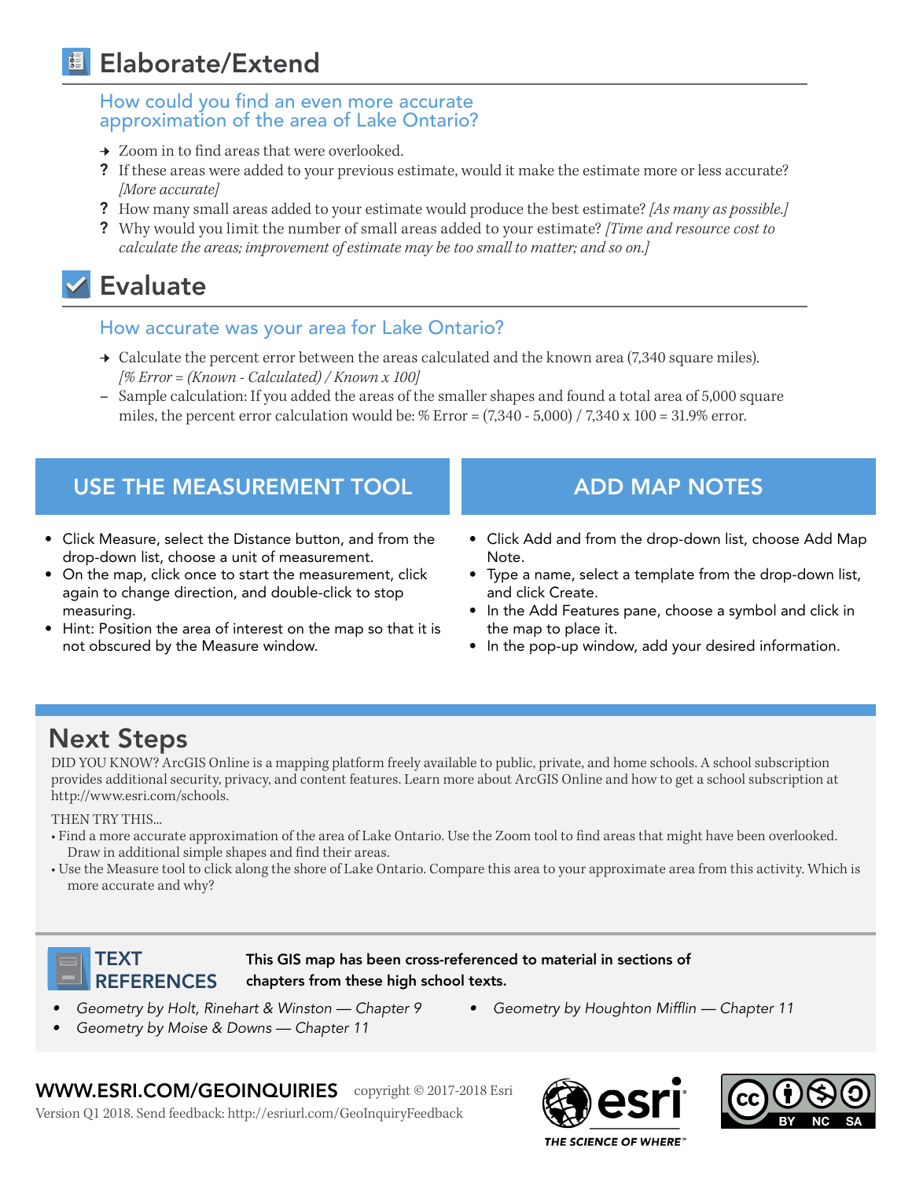# Elaborate/Extend

## How could you find an even more accurate approximation of the area of Lake Ontario?

→ Zoom in to find areas that were overlooked.

? If these areas were added to your previous estimate, would it make the estimate more or less accurate? *[More accurate]*

? How many small areas added to your estimate would produce the best estimate? *[As many as possible.]*

? Why would you limit the number of small areas added to your estimate? *[Time and resource cost to calculate the areas; improvement of estimate may be too small to matter; and so on.]*

# Evaluate

## How accurate was your area for Lake Ontario?

→ Calculate the percent error between the areas calculated and the known area (7,340 square miles). *[% Error = (Known - Calculated) / Known x 100]*

– Sample calculation: If you added the areas of the smaller shapes and found a total area of 5,000 square miles, the percent error calculation would be: % Error = (7,340 - 5,000) / 7,340 x 100 = 31.9% error.

## USE THE MEASUREMENT TOOL

- Click Measure, select the Distance button, and from the drop-down list, choose a unit of measurement.
- On the map, click once to start the measurement, click again to change direction, and double-click to stop measuring.
- Hint: Position the area of interest on the map so that it is not obscured by the Measure window.

## ADD MAP NOTES

- Click Add and from the drop-down list, choose Add Map Note.
- Type a name, select a template from the drop-down list, and click Create.
- In the Add Features pane, choose a symbol and click in the map to place it.
- In the pop-up window, add your desired information.

# Next Steps

DID YOU KNOW? ArcGIS Online is a mapping platform freely available to public, private, and home schools. A school subscription provides additional security, privacy, and content features. Learn more about ArcGIS Online and how to get a school subscription at http://www.esri.com/schools.

THEN TRY THIS...

- Find a more accurate approximation of the area of Lake Ontario. Use the Zoom tool to find areas that might have been overlooked. Draw in additional simple shapes and find their areas.
- Use the Measure tool to click along the shore of Lake Ontario. Compare this area to your approximate area from this activity. Which is more accurate and why?

## TEXT REFERENCES

**This GIS map has been cross-referenced to material in sections of chapters from these high school texts.**

- *Geometry by Holt, Rinehart & Winston — Chapter 9*
- *Geometry by Moise & Downs — Chapter 11*
- *Geometry by Houghton Mifflin — Chapter 11*

**WWW.ESRI.COM/GEOINQUIRIES** copyright © 2017-2018 Esri

Version Q1 2018. Send feedback: http://esriurl.com/GeoInquiryFeedback

esri THE SCIENCE OF WHERE™

CC BY NC SA